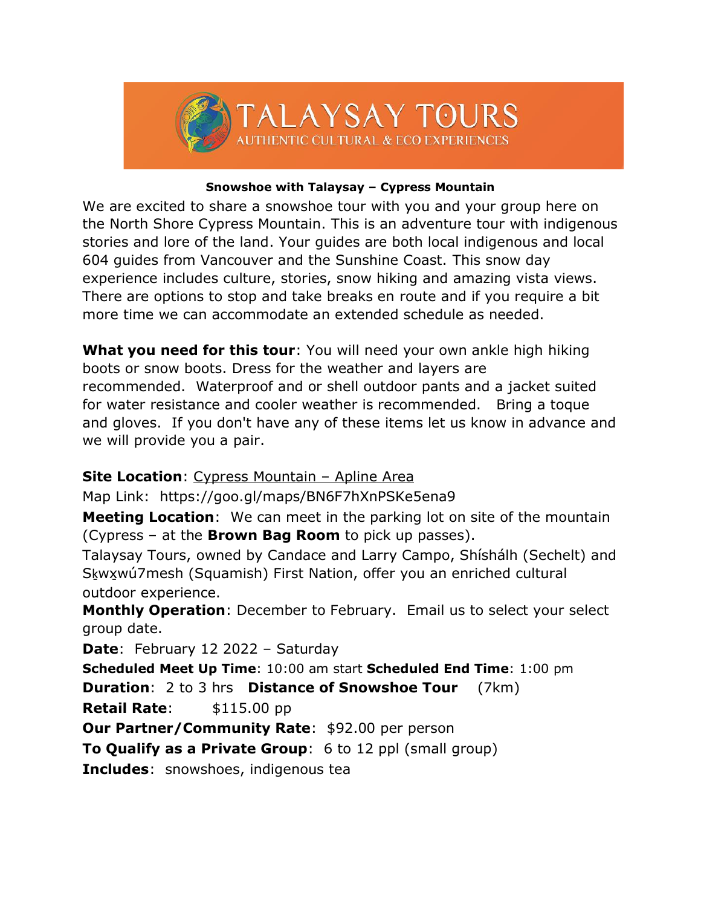# TALAYSAY TOURS

AUTHENTIC CULTURAL & ECO EXPERIENCES

**Snowshoe with Talaysay – Cypress Mountain**

We are excited to share a snowshoe tour with you and your group here on the North Shore Cypress Mountain. This is an adventure tour with indigenous stories and lore of the land. Your guides are both local indigenous and local 604 guides from Vancouver and the Sunshine Coast. This snow day experience includes culture, stories, snow hiking and amazing vista views. There are options to stop and take breaks en route and if you require a bit more time we can accommodate an extended schedule as needed.

**What you need for this tour**: You will need your own ankle high hiking boots or snow boots. Dress for the weather and layers are recommended. Waterproof and or shell outdoor pants and a jacket suited for water resistance and cooler weather is recommended. Bring a toque and gloves. If you don't have any of these items let us know in advance and we will provide you a pair.

**Site Location**: Cypress Mountain – Apline Area

Map Link: https://goo.gl/maps/BN6F7hXnPSKe5ena9

**Meeting Location**: We can meet in the parking lot on site of the mountain (Cypress – at the **Brown Bag Room** to pick up passes).

Talaysay Tours, owned by Candace and Larry Campo, Shíshálh (Sechelt) and Sḵwx̱wú7mesh (Squamish) First Nation, offer you an enriched cultural outdoor experience.

**Monthly Operation**: December to February. Email us to select your select group date.

**Date**: February 12 2022 – Saturday

**Scheduled Meet Up Time**: 10:00 am start **Scheduled End Time**: 1:00 pm

**Duration**: 2 to 3 hrs **Distance of Snowshoe Tour** (7km)

**Retail Rate**: $115.00 pp

**Our Partner/Community Rate**: $92.00 per person

**To Qualify as a Private Group**: 6 to 12 ppl (small group)

**Includes**: snowshoes, indigenous tea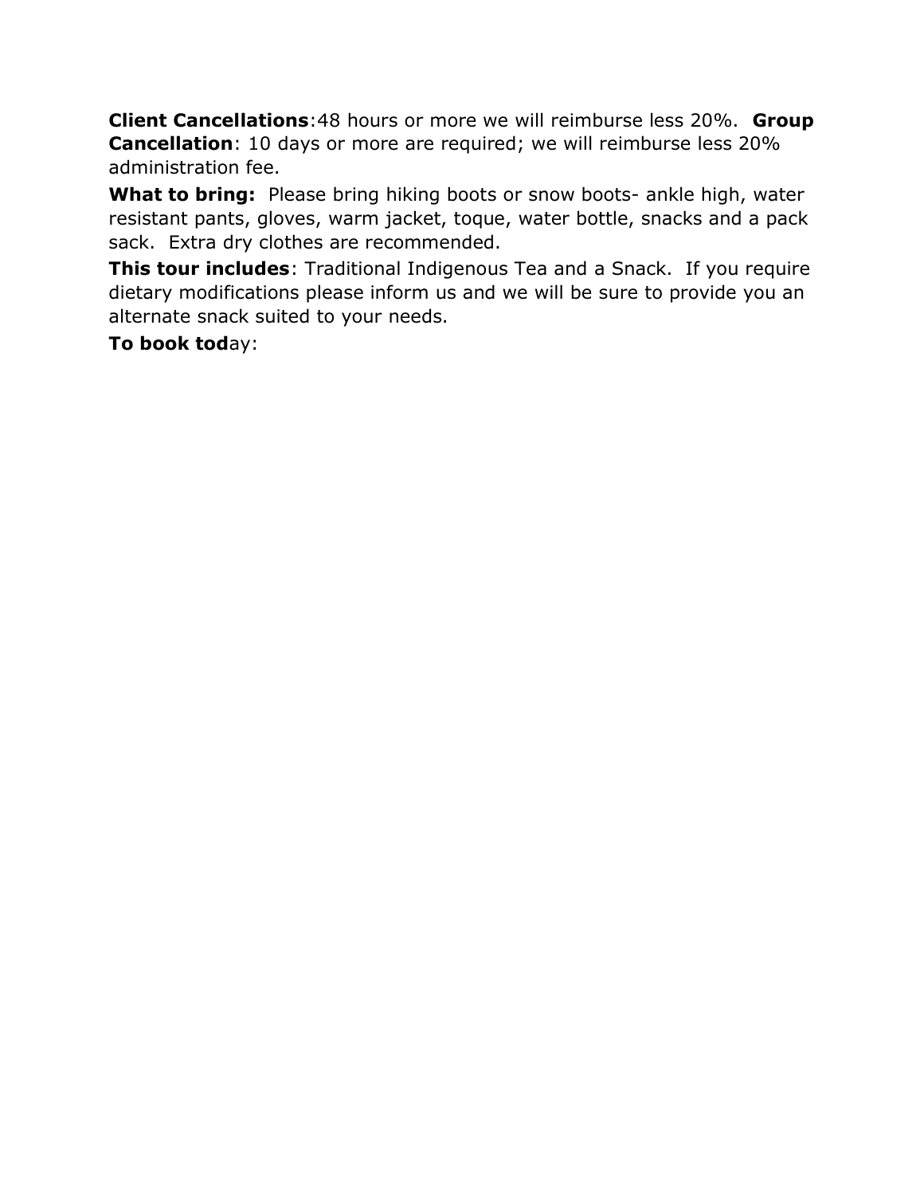**Client Cancellations**:48 hours or more we will reimburse less 20%. **Group Cancellation**: 10 days or more are required; we will reimburse less 20% administration fee.

**What to bring:** Please bring hiking boots or snow boots- ankle high, water resistant pants, gloves, warm jacket, toque, water bottle, snacks and a pack sack. Extra dry clothes are recommended.

**This tour includes**: Traditional Indigenous Tea and a Snack. If you require dietary modifications please inform us and we will be sure to provide you an alternate snack suited to your needs.

**To book tod**ay: